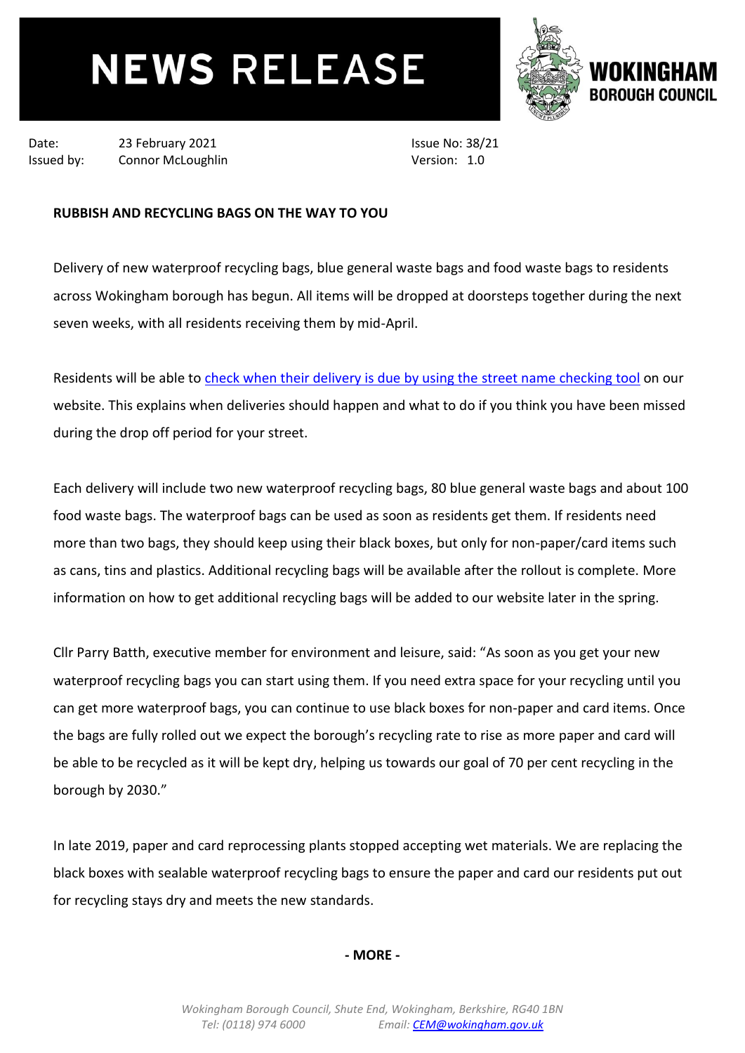# NEWS RELEASE

**WOKINGHAM BOROUGH COUNCIL**

Date: 23 February 2021
Issued by: Connor McLoughlin

Issue No: 38/21
Version: 1.0

**RUBBISH AND RECYCLING BAGS ON THE WAY TO YOU**

Delivery of new waterproof recycling bags, blue general waste bags and food waste bags to residents across Wokingham borough has begun. All items will be dropped at doorsteps together during the next seven weeks, with all residents receiving them by mid-April.

Residents will be able to check when their delivery is due by using the street name checking tool on our website. This explains when deliveries should happen and what to do if you think you have been missed during the drop off period for your street.

Each delivery will include two new waterproof recycling bags, 80 blue general waste bags and about 100 food waste bags. The waterproof bags can be used as soon as residents get them. If residents need more than two bags, they should keep using their black boxes, but only for non-paper/card items such as cans, tins and plastics. Additional recycling bags will be available after the rollout is complete. More information on how to get additional recycling bags will be added to our website later in the spring.

Cllr Parry Batth, executive member for environment and leisure, said: "As soon as you get your new waterproof recycling bags you can start using them. If you need extra space for your recycling until you can get more waterproof bags, you can continue to use black boxes for non-paper and card items. Once the bags are fully rolled out we expect the borough's recycling rate to rise as more paper and card will be able to be recycled as it will be kept dry, helping us towards our goal of 70 per cent recycling in the borough by 2030."

In late 2019, paper and card reprocessing plants stopped accepting wet materials. We are replacing the black boxes with sealable waterproof recycling bags to ensure the paper and card our residents put out for recycling stays dry and meets the new standards.

**- MORE -**

*Wokingham Borough Council, Shute End, Wokingham, Berkshire, RG40 1BN*
*Tel: (0118) 974 6000 Email: CEM@wokingham.gov.uk*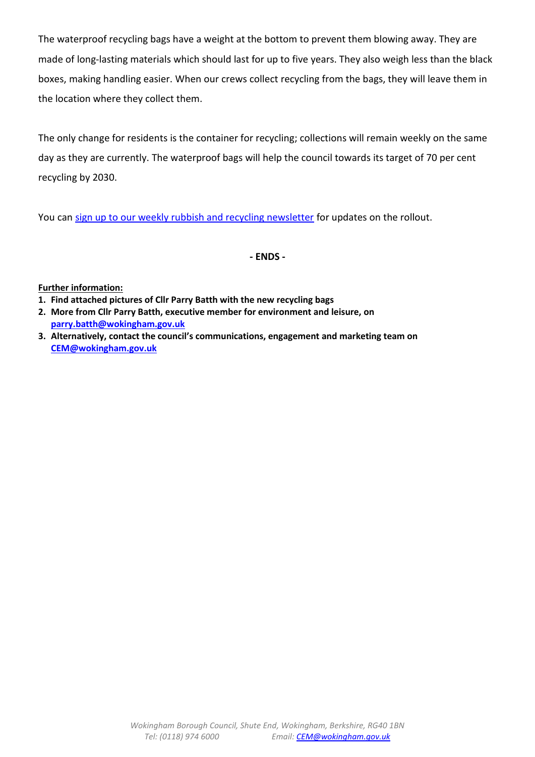The waterproof recycling bags have a weight at the bottom to prevent them blowing away. They are made of long-lasting materials which should last for up to five years. They also weigh less than the black boxes, making handling easier. When our crews collect recycling from the bags, they will leave them in the location where they collect them.

The only change for residents is the container for recycling; collections will remain weekly on the same day as they are currently. The waterproof bags will help the council towards its target of 70 per cent recycling by 2030.

You can sign up to our weekly rubbish and recycling newsletter for updates on the rollout.

**- ENDS -**

**Further information:**

1. **Find attached pictures of Cllr Parry Batth with the new recycling bags**
2. **More from Cllr Parry Batth, executive member for environment and leisure, on parry.batth@wokingham.gov.uk**
3. **Alternatively, contact the council's communications, engagement and marketing team on CEM@wokingham.gov.uk**

*Wokingham Borough Council, Shute End, Wokingham, Berkshire, RG40 1BN*
*Tel: (0118) 974 6000 Email: CEM@wokingham.gov.uk*